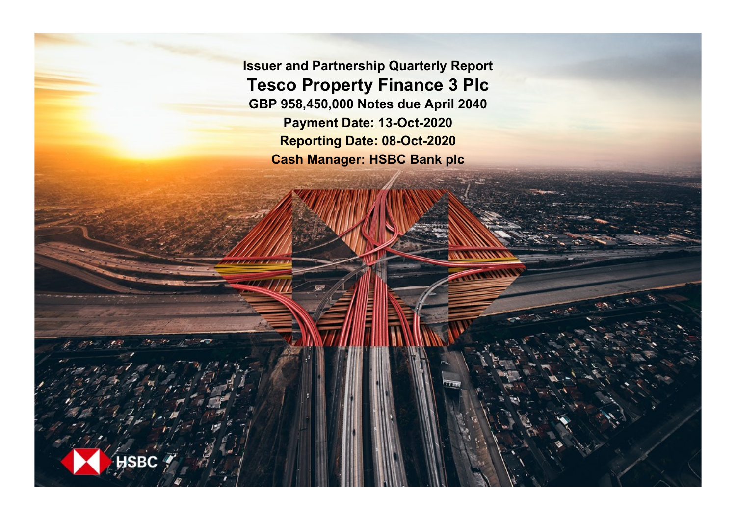# Issuer and Partnership Quarterly Report

# Tesco Property Finance 3 Plc

**GBP 958,450,000 Notes due April 2040**

**Payment Date: 13-Oct-2020**

**Reporting Date: 08-Oct-2020**

**Cash Manager: HSBC Bank plc**

HSBC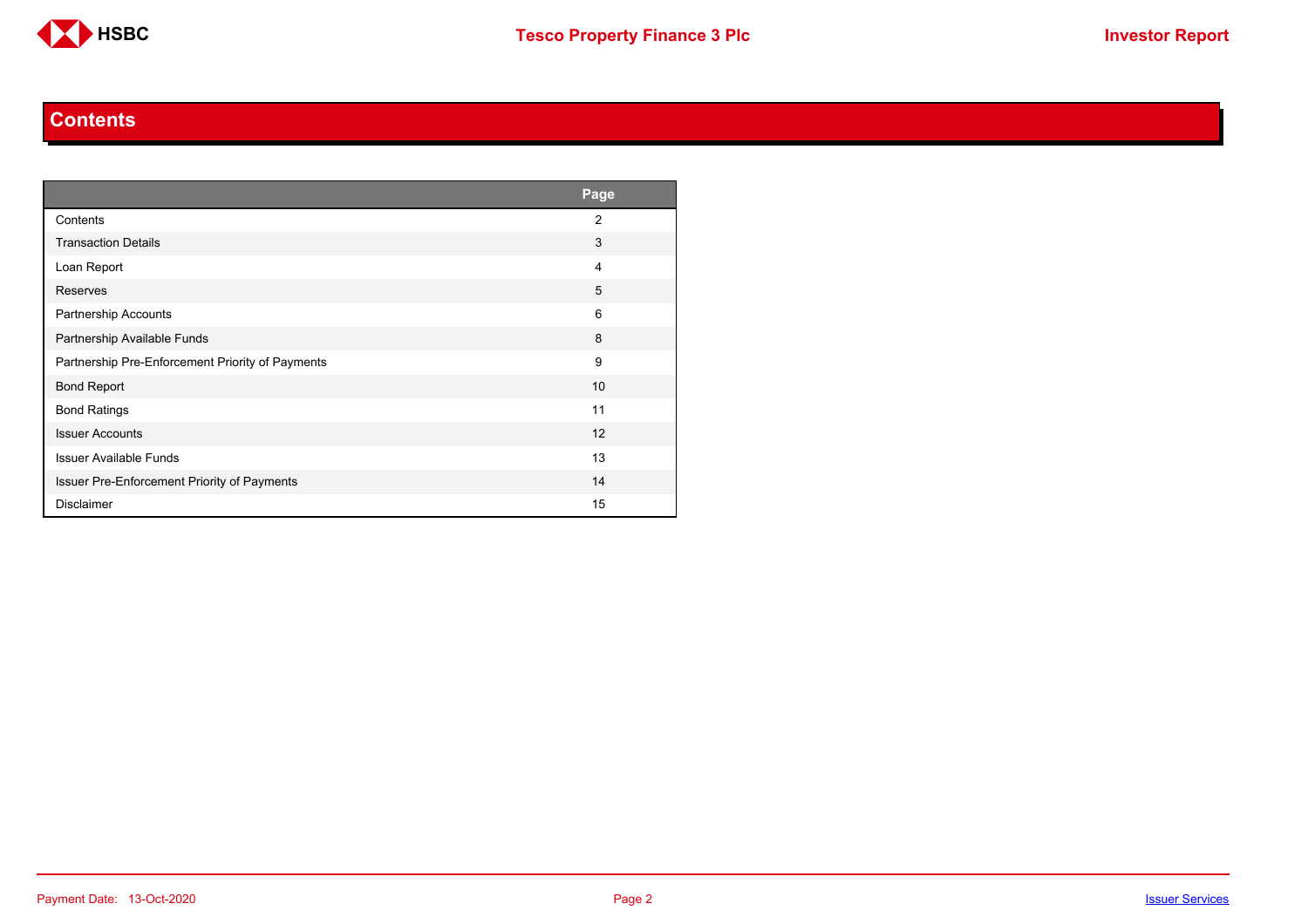## Contents

| | Page |
|---|---|
| Contents | 2 |
| Transaction Details | 3 |
| Loan Report | 4 |
| Reserves | 5 |
| Partnership Accounts | 6 |
| Partnership Available Funds | 8 |
| Partnership Pre-Enforcement Priority of Payments | 9 |
| Bond Report | 10 |
| Bond Ratings | 11 |
| Issuer Accounts | 12 |
| Issuer Available Funds | 13 |
| Issuer Pre-Enforcement Priority of Payments | 14 |
| Disclaimer | 15 |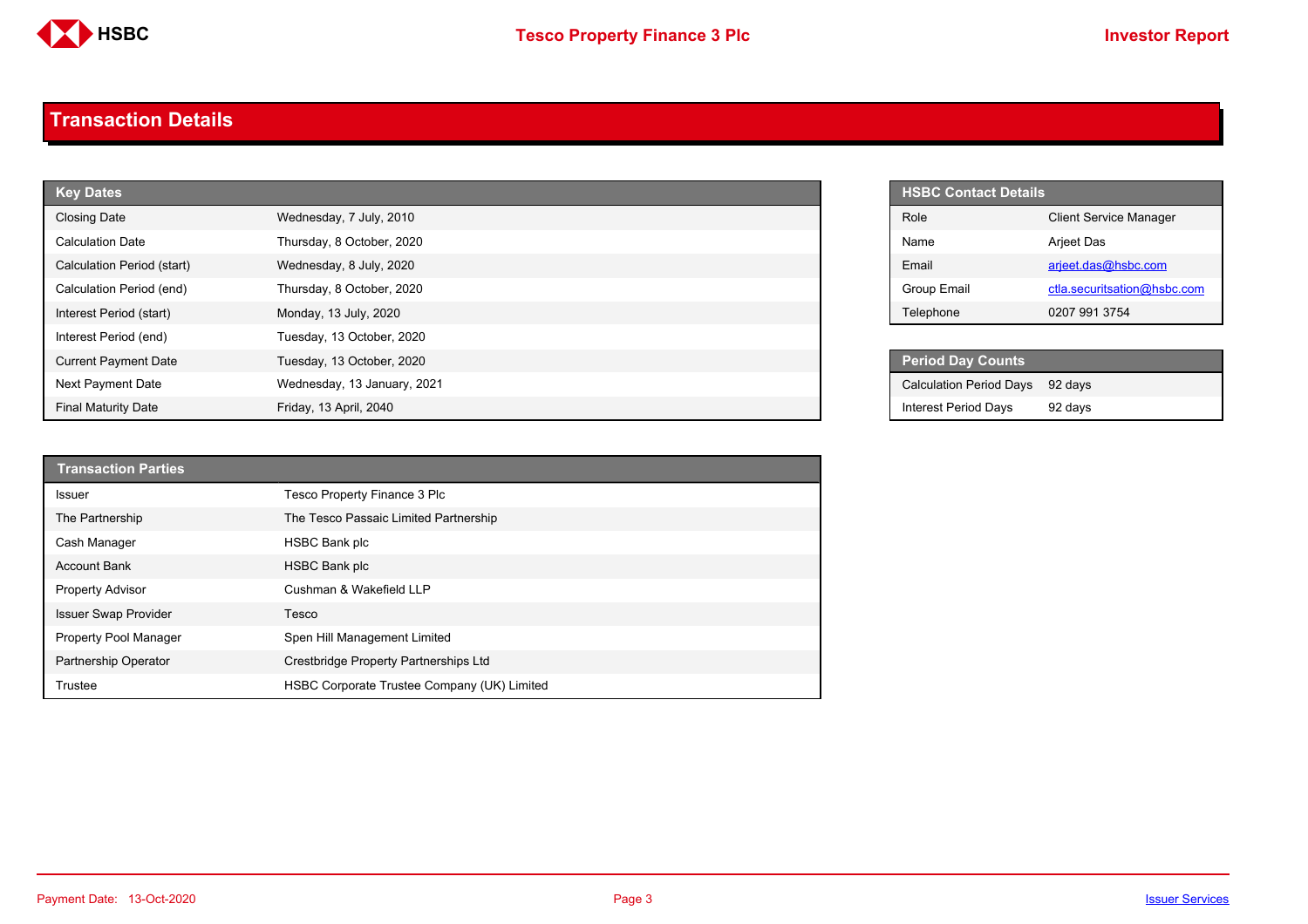# Transaction Details

| Key Dates | |
|---|---|
| Closing Date | Wednesday, 7 July, 2010 |
| Calculation Date | Thursday, 8 October, 2020 |
| Calculation Period (start) | Wednesday, 8 July, 2020 |
| Calculation Period (end) | Thursday, 8 October, 2020 |
| Interest Period (start) | Monday, 13 July, 2020 |
| Interest Period (end) | Tuesday, 13 October, 2020 |
| Current Payment Date | Tuesday, 13 October, 2020 |
| Next Payment Date | Wednesday, 13 January, 2021 |
| Final Maturity Date | Friday, 13 April, 2040 |

| HSBC Contact Details | |
|---|---|
| Role | Client Service Manager |
| Name | Arjeet Das |
| Email | arjeet.das@hsbc.com |
| Group Email | ctla.securitsation@hsbc.com |
| Telephone | 0207 991 3754 |

| Period Day Counts | |
|---|---|
| Calculation Period Days | 92 days |
| Interest Period Days | 92 days |

| Transaction Parties | |
|---|---|
| Issuer | Tesco Property Finance 3 Plc |
| The Partnership | The Tesco Passaic Limited Partnership |
| Cash Manager | HSBC Bank plc |
| Account Bank | HSBC Bank plc |
| Property Advisor | Cushman & Wakefield LLP |
| Issuer Swap Provider | Tesco |
| Property Pool Manager | Spen Hill Management Limited |
| Partnership Operator | Crestbridge Property Partnerships Ltd |
| Trustee | HSBC Corporate Trustee Company (UK) Limited |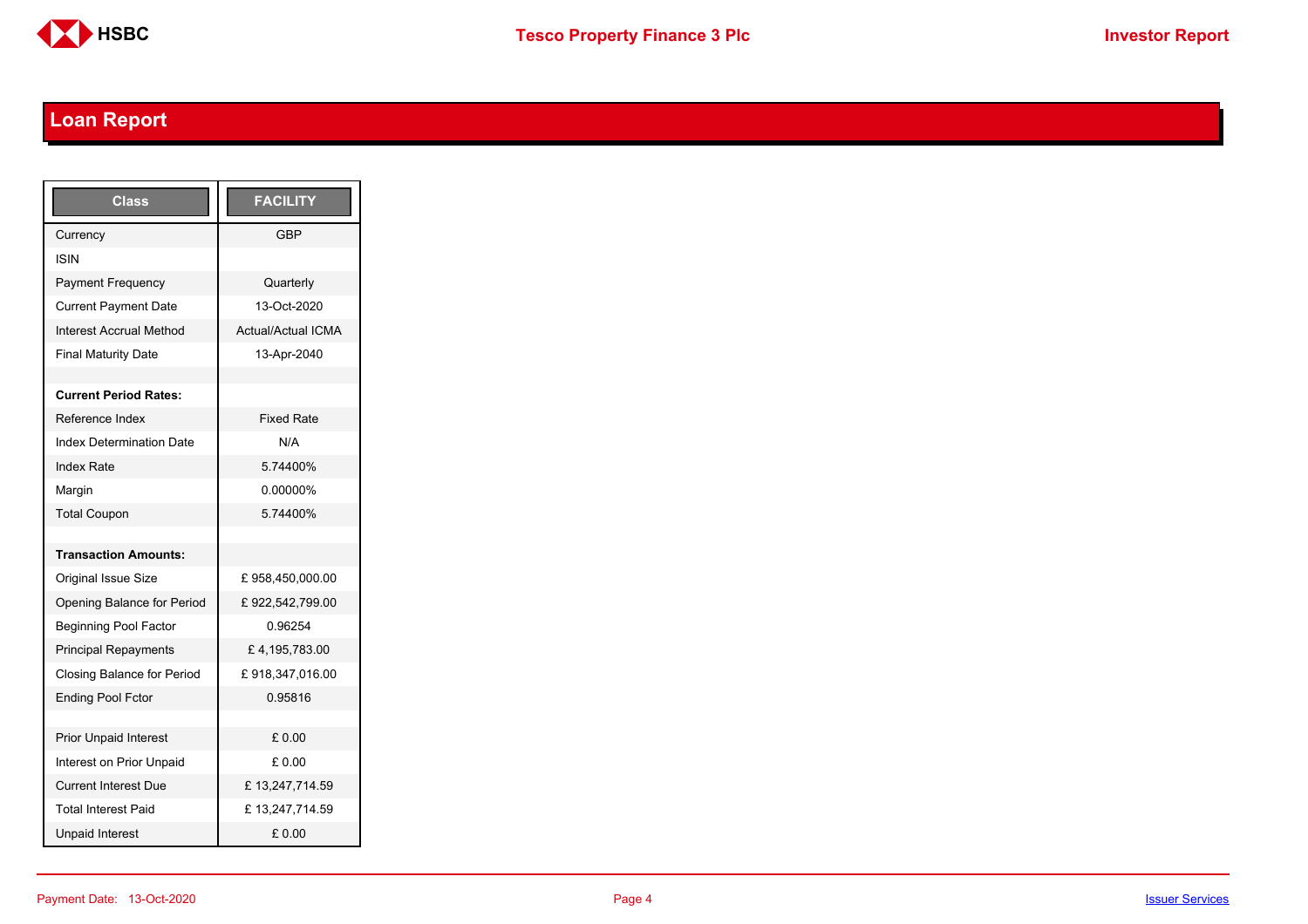## Loan Report

| Class | FACILITY |
|---|---|
| Currency | GBP |
| ISIN | |
| Payment Frequency | Quarterly |
| Current Payment Date | 13-Oct-2020 |
| Interest Accrual Method | Actual/Actual ICMA |
| Final Maturity Date | 13-Apr-2040 |
| | |
| **Current Period Rates:** | |
| Reference Index | Fixed Rate |
| Index Determination Date | N/A |
| Index Rate | 5.74400% |
| Margin | 0.00000% |
| Total Coupon | 5.74400% |
| | |
| **Transaction Amounts:** | |
| Original Issue Size | £ 958,450,000.00 |
| Opening Balance for Period | £ 922,542,799.00 |
| Beginning Pool Factor | 0.96254 |
| Principal Repayments | £ 4,195,783.00 |
| Closing Balance for Period | £ 918,347,016.00 |
| Ending Pool Fctor | 0.95816 |
| | |
| Prior Unpaid Interest | £ 0.00 |
| Interest on Prior Unpaid | £ 0.00 |
| Current Interest Due | £ 13,247,714.59 |
| Total Interest Paid | £ 13,247,714.59 |
| Unpaid Interest | £ 0.00 |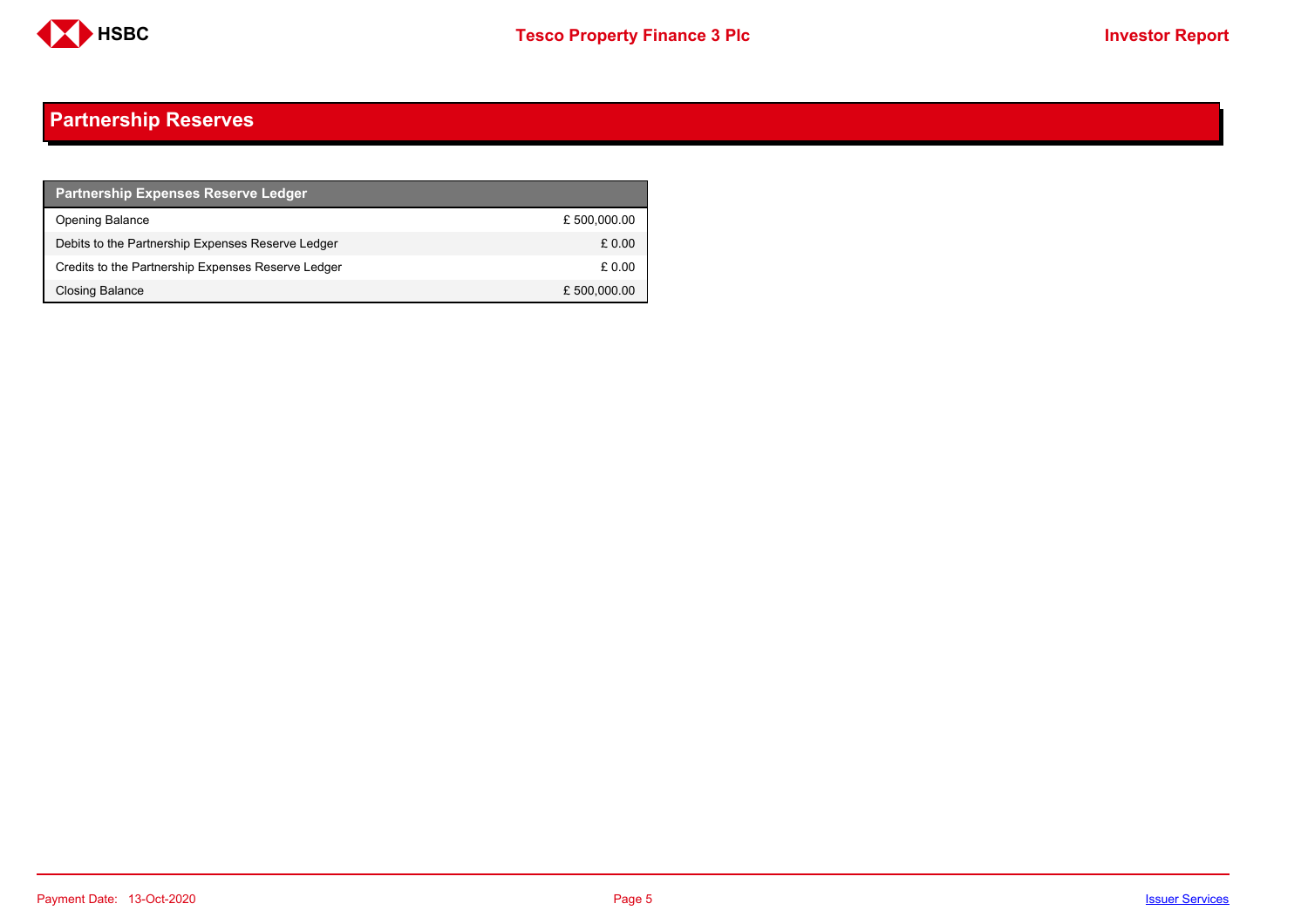## Partnership Reserves

| Partnership Expenses Reserve Ledger | |
|---|---|
| Opening Balance | £ 500,000.00 |
| Debits to the Partnership Expenses Reserve Ledger | £ 0.00 |
| Credits to the Partnership Expenses Reserve Ledger | £ 0.00 |
| Closing Balance | £ 500,000.00 |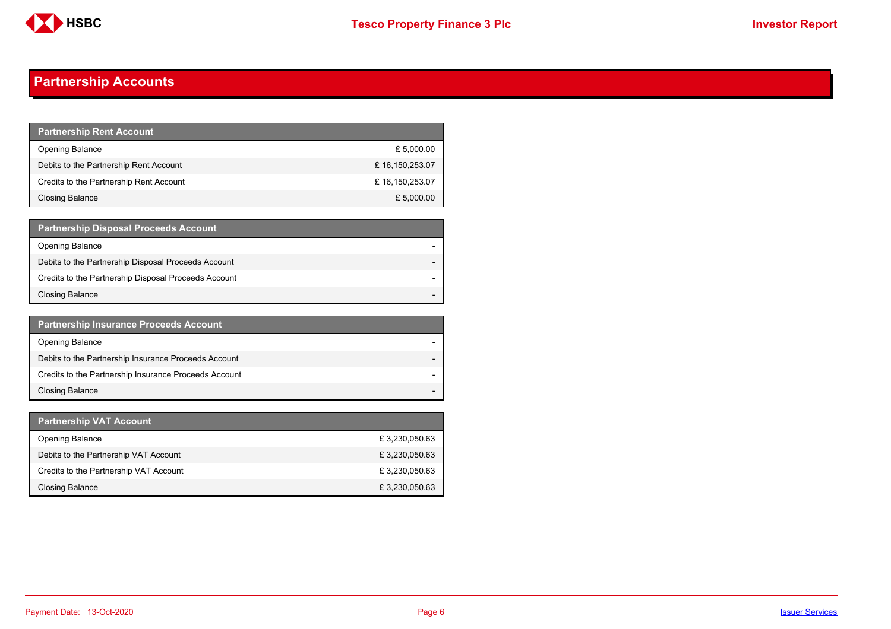## Partnership Accounts

| Partnership Rent Account | |
|---|---|
| Opening Balance | £ 5,000.00 |
| Debits to the Partnership Rent Account | £ 16,150,253.07 |
| Credits to the Partnership Rent Account | £ 16,150,253.07 |
| Closing Balance | £ 5,000.00 |

| Partnership Disposal Proceeds Account | |
|---|---|
| Opening Balance | - |
| Debits to the Partnership Disposal Proceeds Account | - |
| Credits to the Partnership Disposal Proceeds Account | - |
| Closing Balance | - |

| Partnership Insurance Proceeds Account | |
|---|---|
| Opening Balance | - |
| Debits to the Partnership Insurance Proceeds Account | - |
| Credits to the Partnership Insurance Proceeds Account | - |
| Closing Balance | - |

| Partnership VAT Account | |
|---|---|
| Opening Balance | £ 3,230,050.63 |
| Debits to the Partnership VAT Account | £ 3,230,050.63 |
| Credits to the Partnership VAT Account | £ 3,230,050.63 |
| Closing Balance | £ 3,230,050.63 |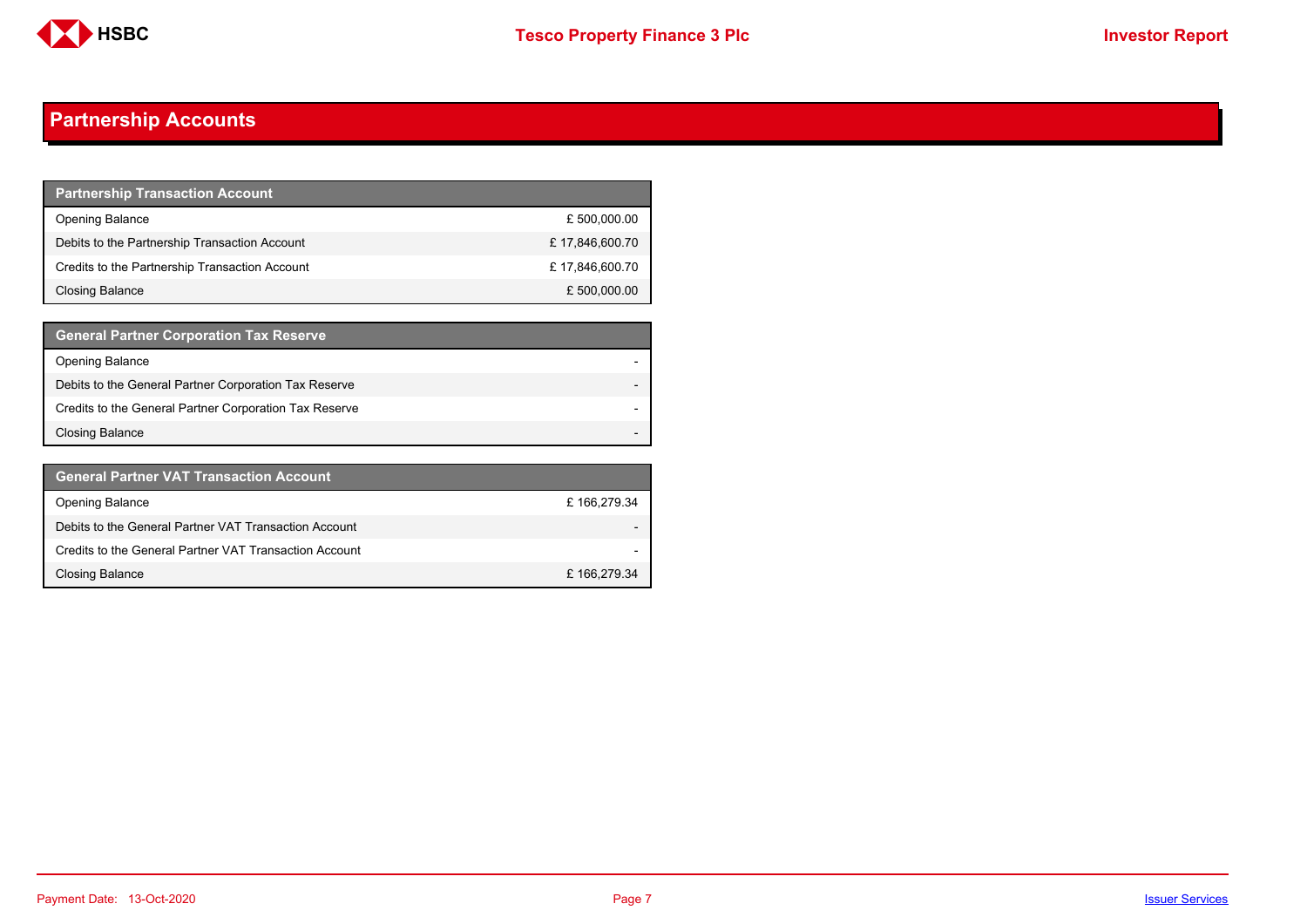# Partnership Accounts

| Partnership Transaction Account | |
|---|---|
| Opening Balance | £ 500,000.00 |
| Debits to the Partnership Transaction Account | £ 17,846,600.70 |
| Credits to the Partnership Transaction Account | £ 17,846,600.70 |
| Closing Balance | £ 500,000.00 |

| General Partner Corporation Tax Reserve | |
|---|---|
| Opening Balance | - |
| Debits to the General Partner Corporation Tax Reserve | - |
| Credits to the General Partner Corporation Tax Reserve | - |
| Closing Balance | - |

| General Partner VAT Transaction Account | |
|---|---|
| Opening Balance | £ 166,279.34 |
| Debits to the General Partner VAT Transaction Account | - |
| Credits to the General Partner VAT Transaction Account | - |
| Closing Balance | £ 166,279.34 |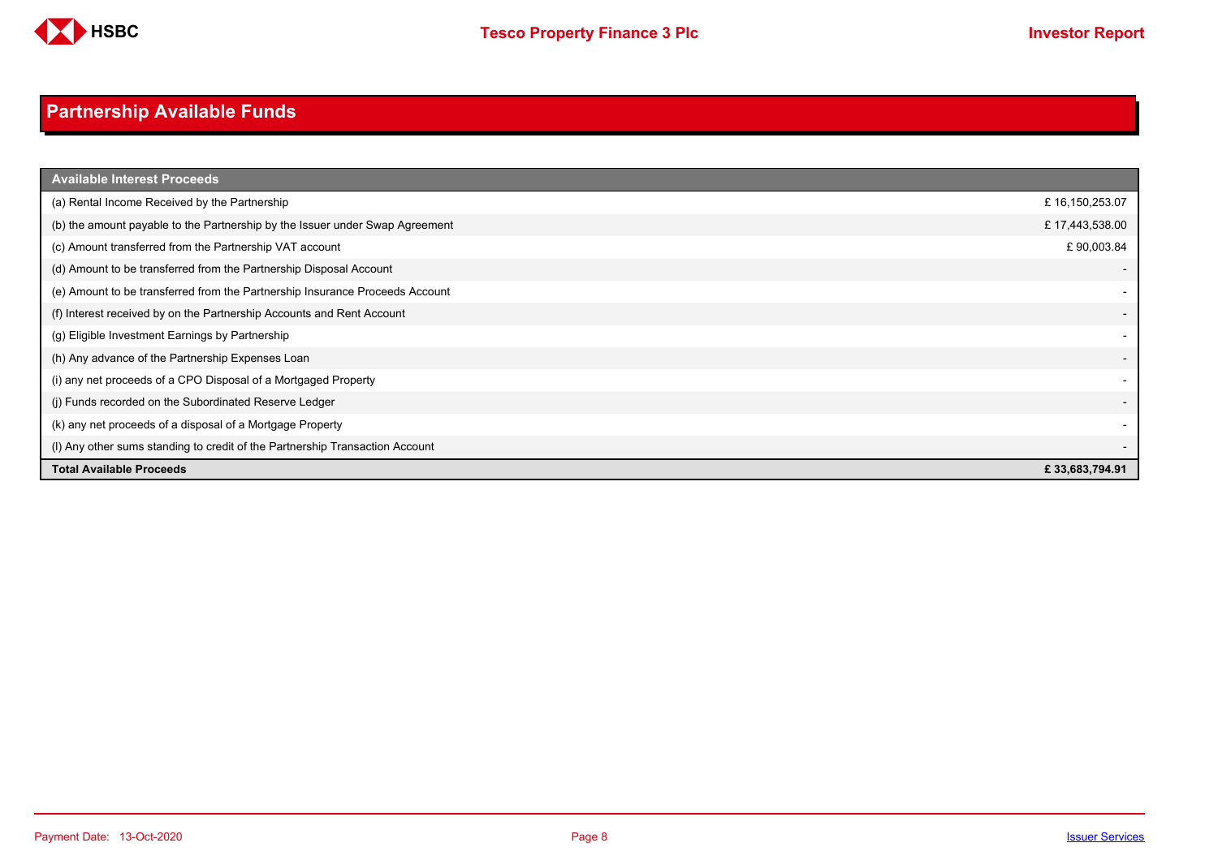# Partnership Available Funds

| Available Interest Proceeds | |
|---|---|
| (a) Rental Income Received by the Partnership | £ 16,150,253.07 |
| (b) the amount payable to the Partnership by the Issuer under Swap Agreement | £ 17,443,538.00 |
| (c) Amount transferred from the Partnership VAT account | £ 90,003.84 |
| (d) Amount to be transferred from the Partnership Disposal Account | - |
| (e) Amount to be transferred from the Partnership Insurance Proceeds Account | - |
| (f) Interest received by on the Partnership Accounts and Rent Account | - |
| (g) Eligible Investment Earnings by Partnership | - |
| (h) Any advance of the Partnership Expenses Loan | - |
| (i) any net proceeds of a CPO Disposal of a Mortgaged Property | - |
| (j) Funds recorded on the Subordinated Reserve Ledger | - |
| (k) any net proceeds of a disposal of a Mortgage Property | - |
| (l) Any other sums standing to credit of the Partnership Transaction Account | - |
| **Total Available Proceeds** | **£ 33,683,794.91** |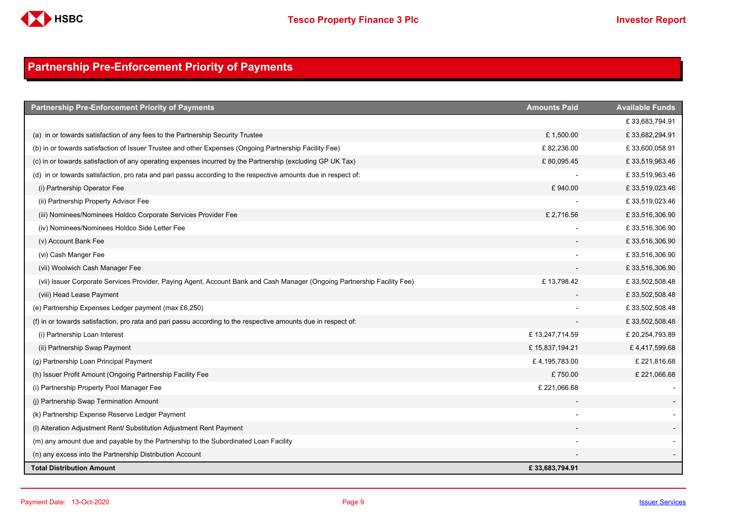## Partnership Pre-Enforcement Priority of Payments

| Partnership Pre-Enforcement Priority of Payments | Amounts Paid | Available Funds |
|---|---|---|
| | | £ 33,683,794.91 |
| (a) in or towards satisfaction of any fees to the Partnership Security Trustee | £ 1,500.00 | £ 33,682,294.91 |
| (b) in or towards satisfaction of Issuer Trustee and other Expenses (Ongoing Partnership Facility Fee) | £ 82,236.00 | £ 33,600,058.91 |
| (c) in or towards satisfaction of any operating expenses incurred by the Partnership (excluding GP UK Tax) | £ 80,095.45 | £ 33,519,963.46 |
| (d) in or towards satisfaction, pro rata and pari passu according to the respective amounts due in respect of: | - | £ 33,519,963.46 |
| (i) Partnership Operator Fee | £ 940.00 | £ 33,519,023.46 |
| (ii) Partnership Property Advisor Fee | - | £ 33,519,023.46 |
| (iii) Nominees/Nominees Holdco Corporate Services Provider Fee | £ 2,716.56 | £ 33,516,306.90 |
| (iv) Nominees/Nominees Holdco Side Letter Fee | - | £ 33,516,306.90 |
| (v) Account Bank Fee | - | £ 33,516,306.90 |
| (vi) Cash Manger Fee | - | £ 33,516,306.90 |
| (vii) Woolwich Cash Manager Fee | - | £ 33,516,306.90 |
| (vii) Issuer Corporate Services Provider, Paying Agent, Account Bank and Cash Manager (Ongoing Partnership Facility Fee) | £ 13,798.42 | £ 33,502,508.48 |
| (viii) Head Lease Payment | - | £ 33,502,508.48 |
| (e) Partnership Expenses Ledger payment (max £6,250) | - | £ 33,502,508.48 |
| (f) in or towards satisfaction, pro rata and pari passu according to the respective amounts due in respect of: | - | £ 33,502,508.48 |
| (i) Partnership Loan Interest | £ 13,247,714.59 | £ 20,254,793.89 |
| (ii) Partnership Swap Payment | £ 15,837,194.21 | £ 4,417,599.68 |
| (g) Partnership Loan Principal Payment | £ 4,195,783.00 | £ 221,816.68 |
| (h) Issuer Profit Amount (Ongoing Partnership Facility Fee | £ 750.00 | £ 221,066.68 |
| (i) Partnership Property Pool Manager Fee | £ 221,066.68 | - |
| (j) Partnership Swap Termination Amount | - | - |
| (k) Partnership Expense Reserve Ledger Payment | - | - |
| (l) Alteration Adjustment Rent/ Substitution Adjustment Rent Payment | - | - |
| (m) any amount due and payable by the Partnership to the Subordinated Loan Facility | - | - |
| (n) any excess into the Partnership Distribution Account | - | - |
| **Total Distribution Amount** | **£ 33,683,794.91** | |

Payment Date: 13-Oct-2020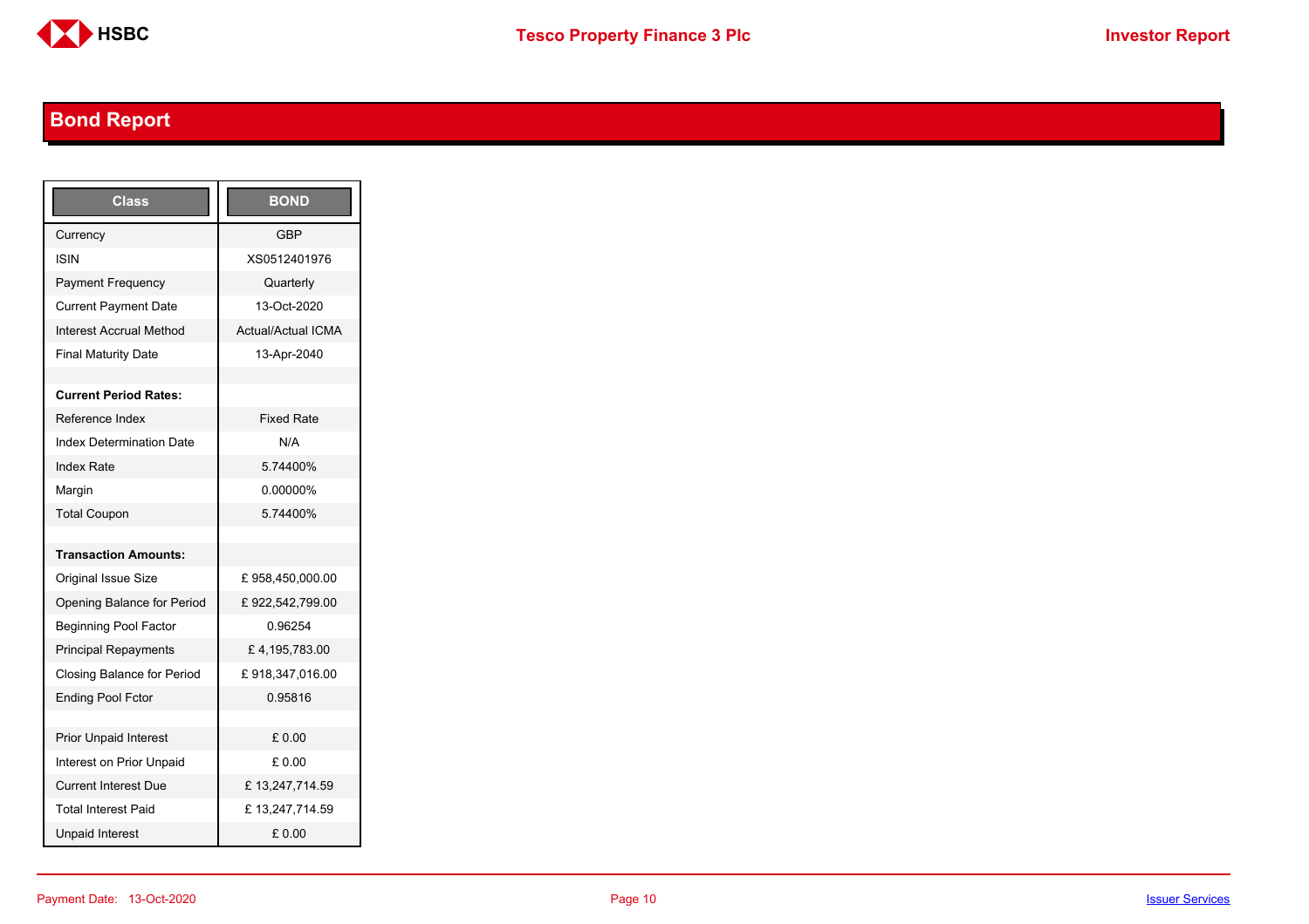## Bond Report

| Class | BOND |
|---|---|
| Currency | GBP |
| ISIN | XS0512401976 |
| Payment Frequency | Quarterly |
| Current Payment Date | 13-Oct-2020 |
| Interest Accrual Method | Actual/Actual ICMA |
| Final Maturity Date | 13-Apr-2040 |
| | |
| **Current Period Rates:** | |
| Reference Index | Fixed Rate |
| Index Determination Date | N/A |
| Index Rate | 5.74400% |
| Margin | 0.00000% |
| Total Coupon | 5.74400% |
| | |
| **Transaction Amounts:** | |
| Original Issue Size | £ 958,450,000.00 |
| Opening Balance for Period | £ 922,542,799.00 |
| Beginning Pool Factor | 0.96254 |
| Principal Repayments | £ 4,195,783.00 |
| Closing Balance for Period | £ 918,347,016.00 |
| Ending Pool Fctor | 0.95816 |
| | |
| Prior Unpaid Interest | £ 0.00 |
| Interest on Prior Unpaid | £ 0.00 |
| Current Interest Due | £ 13,247,714.59 |
| Total Interest Paid | £ 13,247,714.59 |
| Unpaid Interest | £ 0.00 |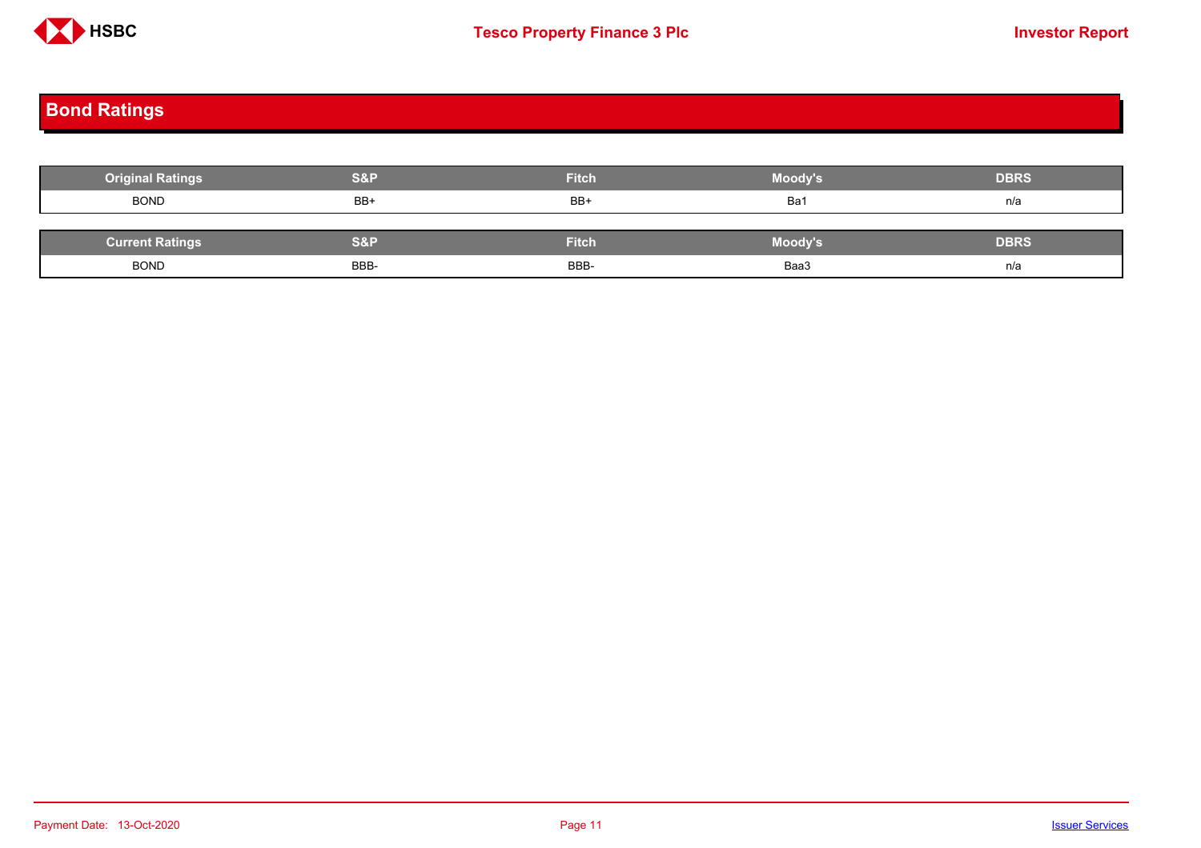## Bond Ratings

| Original Ratings | S&P | Fitch | Moody's | DBRS |
|---|---|---|---|---|
| BOND | BB+ | BB+ | Ba1 | n/a |

| Current Ratings | S&P | Fitch | Moody's | DBRS |
|---|---|---|---|---|
| BOND | BBB- | BBB- | Baa3 | n/a |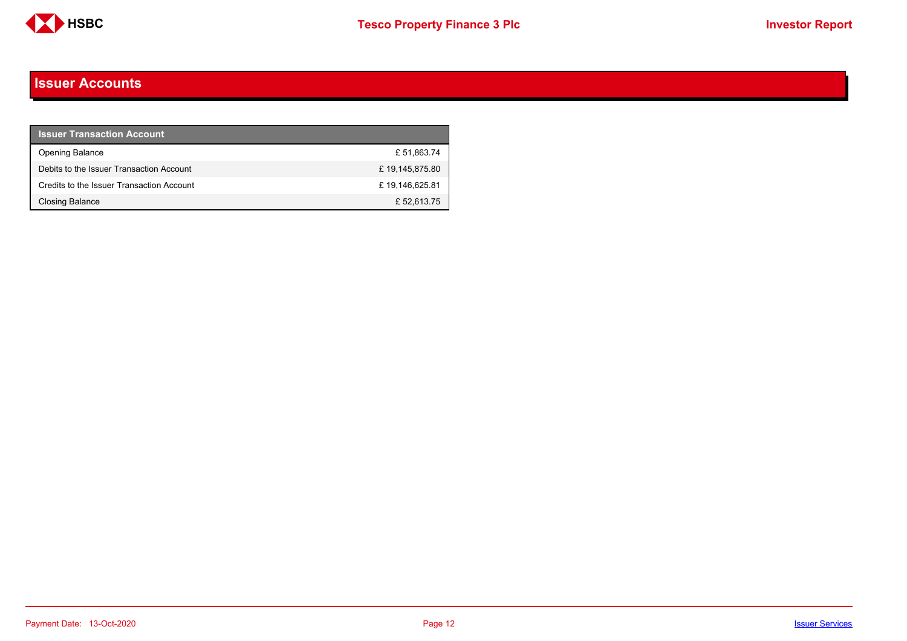# Issuer Accounts

| Issuer Transaction Account | |
|---|---|
| Opening Balance | £ 51,863.74 |
| Debits to the Issuer Transaction Account | £ 19,145,875.80 |
| Credits to the Issuer Transaction Account | £ 19,146,625.81 |
| Closing Balance | £ 52,613.75 |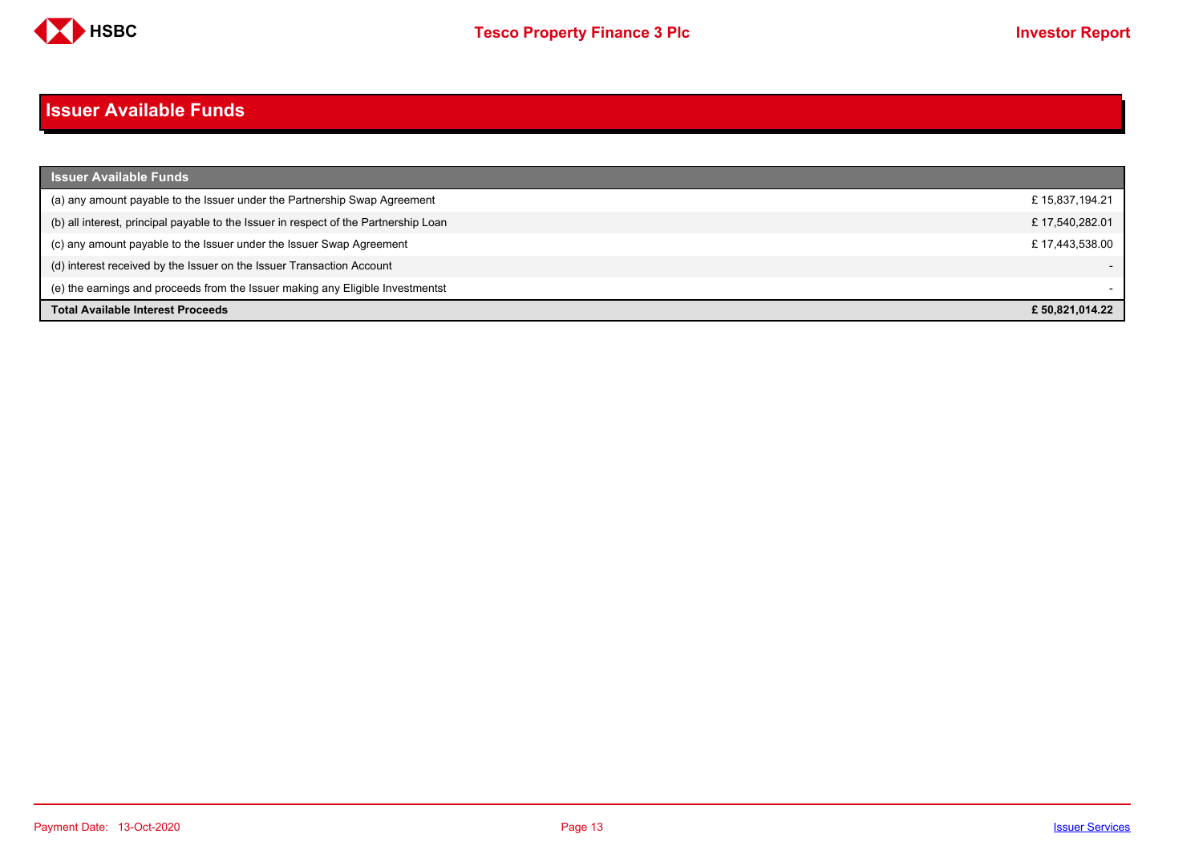# Issuer Available Funds

| Issuer Available Funds | |
|---|---|
| (a) any amount payable to the Issuer under the Partnership Swap Agreement | £ 15,837,194.21 |
| (b) all interest, principal payable to the Issuer in respect of the Partnership Loan | £ 17,540,282.01 |
| (c) any amount payable to the Issuer under the Issuer Swap Agreement | £ 17,443,538.00 |
| (d) interest received by the Issuer on the Issuer Transaction Account | - |
| (e) the earnings and proceeds from the Issuer making any Eligible Investmentst | - |
| **Total Available Interest Proceeds** | **£ 50,821,014.22** |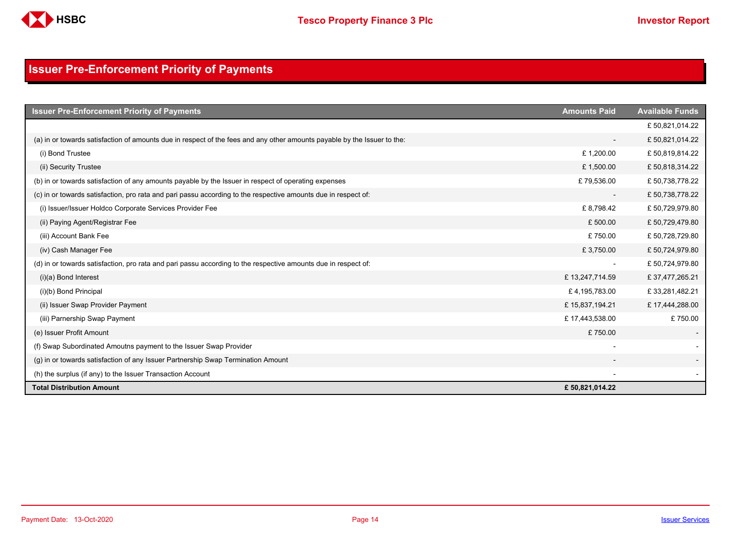## Issuer Pre-Enforcement Priority of Payments

| Issuer Pre-Enforcement Priority of Payments | Amounts Paid | Available Funds |
|---|---|---|
| | | £ 50,821,014.22 |
| (a) in or towards satisfaction of amounts due in respect of the fees and any other amounts payable by the Issuer to the: | - | £ 50,821,014.22 |
| (i) Bond Trustee | £ 1,200.00 | £ 50,819,814.22 |
| (ii) Security Trustee | £ 1,500.00 | £ 50,818,314.22 |
| (b) in or towards satisfaction of any amounts payable by the Issuer in respect of operating expenses | £ 79,536.00 | £ 50,738,778.22 |
| (c) in or towards satisfaction, pro rata and pari passu according to the respective amounts due in respect of: | - | £ 50,738,778.22 |
| (i) Issuer/Issuer Holdco Corporate Services Provider Fee | £ 8,798.42 | £ 50,729,979.80 |
| (ii) Paying Agent/Registrar Fee | £ 500.00 | £ 50,729,479.80 |
| (iii) Account Bank Fee | £ 750.00 | £ 50,728,729.80 |
| (iv) Cash Manager Fee | £ 3,750.00 | £ 50,724,979.80 |
| (d) in or towards satisfaction, pro rata and pari passu according to the respective amounts due in respect of: | - | £ 50,724,979.80 |
| (i)(a) Bond Interest | £ 13,247,714.59 | £ 37,477,265.21 |
| (i)(b) Bond Principal | £ 4,195,783.00 | £ 33,281,482.21 |
| (ii) Issuer Swap Provider Payment | £ 15,837,194.21 | £ 17,444,288.00 |
| (iii) Parnership Swap Payment | £ 17,443,538.00 | £ 750.00 |
| (e) Issuer Profit Amount | £ 750.00 | - |
| (f) Swap Subordinated Amoutns payment to the Issuer Swap Provider | - | - |
| (g) in or towards satisfaction of any Issuer Partnership Swap Termination Amount | - | - |
| (h) the surplus (if any) to the Issuer Transaction Account | - | - |
| **Total Distribution Amount** | **£ 50,821,014.22** | |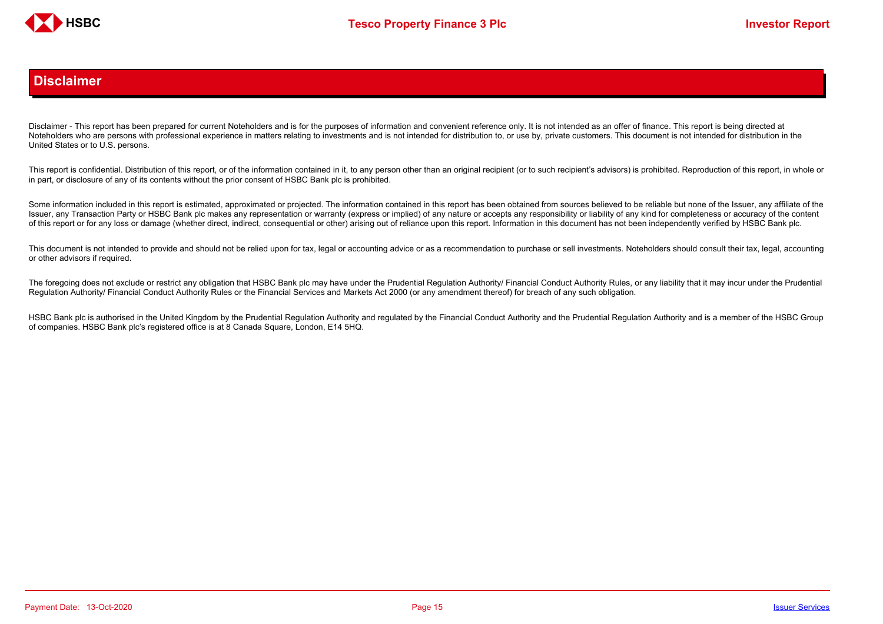## Disclaimer

Disclaimer - This report has been prepared for current Noteholders and is for the purposes of information and convenient reference only. It is not intended as an offer of finance. This report is being directed at Noteholders who are persons with professional experience in matters relating to investments and is not intended for distribution to, or use by, private customers. This document is not intended for distribution in the United States or to U.S. persons.

This report is confidential. Distribution of this report, or of the information contained in it, to any person other than an original recipient (or to such recipient's advisors) is prohibited. Reproduction of this report, in whole or in part, or disclosure of any of its contents without the prior consent of HSBC Bank plc is prohibited.

Some information included in this report is estimated, approximated or projected. The information contained in this report has been obtained from sources believed to be reliable but none of the Issuer, any affiliate of the Issuer, any Transaction Party or HSBC Bank plc makes any representation or warranty (express or implied) of any nature or accepts any responsibility or liability of any kind for completeness or accuracy of the content of this report or for any loss or damage (whether direct, indirect, consequential or other) arising out of reliance upon this report. Information in this document has not been independently verified by HSBC Bank plc.

This document is not intended to provide and should not be relied upon for tax, legal or accounting advice or as a recommendation to purchase or sell investments. Noteholders should consult their tax, legal, accounting or other advisors if required.

The foregoing does not exclude or restrict any obligation that HSBC Bank plc may have under the Prudential Regulation Authority/ Financial Conduct Authority Rules, or any liability that it may incur under the Prudential Regulation Authority/ Financial Conduct Authority Rules or the Financial Services and Markets Act 2000 (or any amendment thereof) for breach of any such obligation.

HSBC Bank plc is authorised in the United Kingdom by the Prudential Regulation Authority and regulated by the Financial Conduct Authority and the Prudential Regulation Authority and is a member of the HSBC Group of companies. HSBC Bank plc's registered office is at 8 Canada Square, London, E14 5HQ.